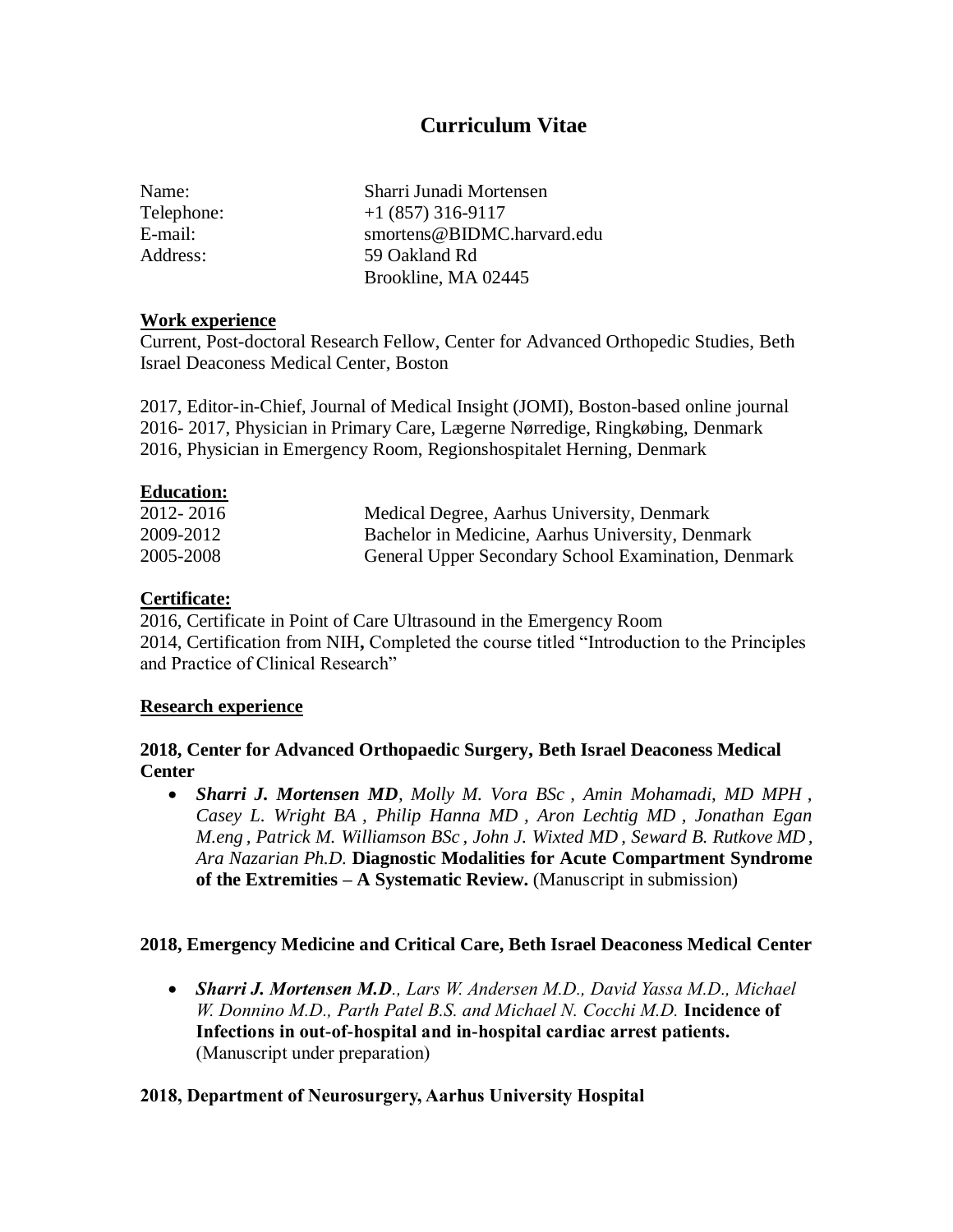# Curriculum Vitae

| | |
|---|---|
| Name: | Sharri Junadi Mortensen |
| Telephone: | +1 (857) 316-9117 |
| E-mail: | smortens@BIDMC.harvard.edu |
| Address: | 59 Oakland Rd<br>Brookline, MA 02445 |

## Work experience

Current, Post-doctoral Research Fellow, Center for Advanced Orthopedic Studies, Beth Israel Deaconess Medical Center, Boston

2017, Editor-in-Chief, Journal of Medical Insight (JOMI), Boston-based online journal
2016- 2017, Physician in Primary Care, Lægerne Nørredige, Ringkøbing, Denmark
2016, Physician in Emergency Room, Regionshospitalet Herning, Denmark

## Education:

| | |
|---|---|
| 2012- 2016 | Medical Degree, Aarhus University, Denmark |
| 2009-2012 | Bachelor in Medicine, Aarhus University, Denmark |
| 2005-2008 | General Upper Secondary School Examination, Denmark |

## Certificate:

2016, Certificate in Point of Care Ultrasound in the Emergency Room
2014, Certification from NIH**,** Completed the course titled "Introduction to the Principles and Practice of Clinical Research"

## Research experience

### 2018, Center for Advanced Orthopaedic Surgery, Beth Israel Deaconess Medical Center

- ***Sharri J. Mortensen MD***, *Molly M. Vora BSc , Amin Mohamadi, MD MPH , Casey L. Wright BA , Philip Hanna MD , Aron Lechtig MD , Jonathan Egan M.eng , Patrick M. Williamson BSc , John J. Wixted MD , Seward B. Rutkove MD , Ara Nazarian Ph.D.* **Diagnostic Modalities for Acute Compartment Syndrome of the Extremities – A Systematic Review.** (Manuscript in submission)

### 2018, Emergency Medicine and Critical Care, Beth Israel Deaconess Medical Center

- ***Sharri J. Mortensen M.D***.*, Lars W. Andersen M.D., David Yassa M.D., Michael W. Donnino M.D., Parth Patel B.S. and Michael N. Cocchi M.D.* **Incidence of Infections in out-of-hospital and in-hospital cardiac arrest patients.** (Manuscript under preparation)

### 2018, Department of Neurosurgery, Aarhus University Hospital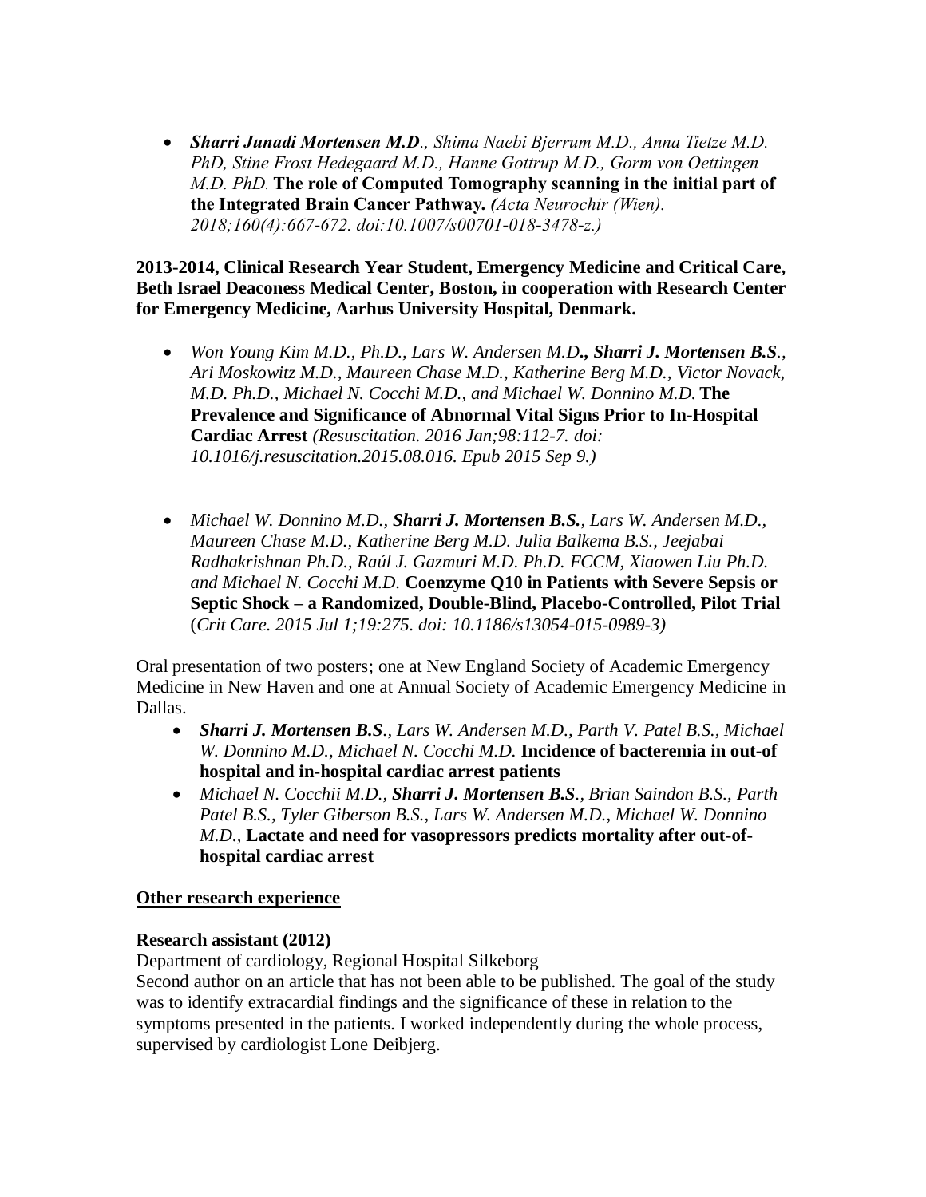- ***Sharri Junadi Mortensen M.D***., *Shima Naebi Bjerrum M.D., Anna Tietze M.D. PhD, Stine Frost Hedegaard M.D., Hanne Gottrup M.D., Gorm von Oettingen M.D. PhD.* **The role of Computed Tomography scanning in the initial part of the Integrated Brain Cancer Pathway.** ***(****Acta Neurochir (Wien). 2018;160(4):667-672. doi:10.1007/s00701-018-3478-z.)*

**2013-2014, Clinical Research Year Student, Emergency Medicine and Critical Care, Beth Israel Deaconess Medical Center, Boston, in cooperation with Research Center for Emergency Medicine, Aarhus University Hospital, Denmark.**

- *Won Young Kim M.D., Ph.D., Lars W. Andersen M.D*.***, Sharri J. Mortensen B.S***., *Ari Moskowitz M.D., Maureen Chase M.D., Katherine Berg M.D., Victor Novack, M.D. Ph.D., Michael N. Cocchi M.D., and Michael W. Donnino M.D.* **The Prevalence and Significance of Abnormal Vital Signs Prior to In-Hospital Cardiac Arrest** *(Resuscitation. 2016 Jan;98:112-7. doi: 10.1016/j.resuscitation.2015.08.016. Epub 2015 Sep 9.)*

- *Michael W. Donnino M.D.,* ***Sharri J. Mortensen B.S.****, Lars W. Andersen M.D., Maureen Chase M.D., Katherine Berg M.D. Julia Balkema B.S., Jeejabai Radhakrishnan Ph.D., Raúl J. Gazmuri M.D. Ph.D. FCCM, Xiaowen Liu Ph.D. and Michael N. Cocchi M.D.* **Coenzyme Q10 in Patients with Severe Sepsis or Septic Shock – a Randomized, Double-Blind, Placebo-Controlled, Pilot Trial** (*Crit Care. 2015 Jul 1;19:275. doi: 10.1186/s13054-015-0989-3)*

Oral presentation of two posters; one at New England Society of Academic Emergency Medicine in New Haven and one at Annual Society of Academic Emergency Medicine in Dallas.

- ***Sharri J. Mortensen B.S***., *Lars W. Andersen M.D., Parth V. Patel B.S., Michael W. Donnino M.D., Michael N. Cocchi M.D.* **Incidence of bacteremia in out-of hospital and in-hospital cardiac arrest patients**
- *Michael N. Cocchii M.D.,* ***Sharri J. Mortensen B.S***., *Brian Saindon B.S., Parth Patel B.S., Tyler Giberson B.S., Lars W. Andersen M.D., Michael W. Donnino M.D.,* **Lactate and need for vasopressors predicts mortality after out-of-hospital cardiac arrest**

**<u>Other research experience</u>**

**Research assistant (2012)**

Department of cardiology, Regional Hospital Silkeborg

Second author on an article that has not been able to be published. The goal of the study was to identify extracardial findings and the significance of these in relation to the symptoms presented in the patients. I worked independently during the whole process, supervised by cardiologist Lone Deibjerg.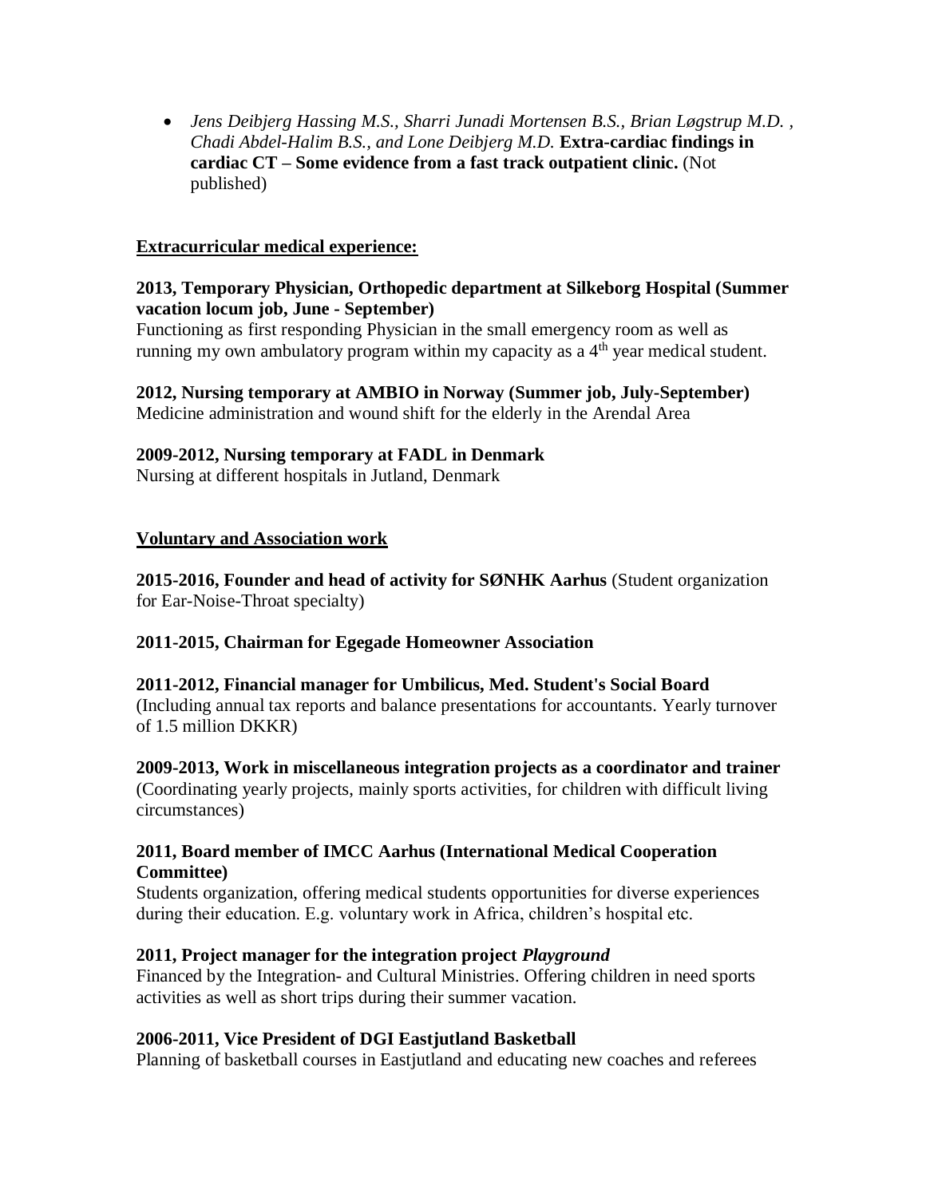- *Jens Deibjerg Hassing M.S., Sharri Junadi Mortensen B.S., Brian Løgstrup M.D. , Chadi Abdel-Halim B.S., and Lone Deibjerg M.D.* **Extra-cardiac findings in cardiac CT – Some evidence from a fast track outpatient clinic.** (Not published)

**Extracurricular medical experience:**

**2013, Temporary Physician, Orthopedic department at Silkeborg Hospital (Summer vacation locum job, June - September)**
Functioning as first responding Physician in the small emergency room as well as running my own ambulatory program within my capacity as a 4th year medical student.

**2012, Nursing temporary at AMBIO in Norway (Summer job, July-September)**
Medicine administration and wound shift for the elderly in the Arendal Area

**2009-2012, Nursing temporary at FADL in Denmark**
Nursing at different hospitals in Jutland, Denmark

**Voluntary and Association work**

**2015-2016, Founder and head of activity for SØNHK Aarhus** (Student organization for Ear-Noise-Throat specialty)

**2011-2015, Chairman for Egegade Homeowner Association**

**2011-2012, Financial manager for Umbilicus, Med. Student's Social Board**
(Including annual tax reports and balance presentations for accountants. Yearly turnover of 1.5 million DKKR)

**2009-2013, Work in miscellaneous integration projects as a coordinator and trainer**
(Coordinating yearly projects, mainly sports activities, for children with difficult living circumstances)

**2011, Board member of IMCC Aarhus (International Medical Cooperation Committee)**
Students organization, offering medical students opportunities for diverse experiences during their education. E.g. voluntary work in Africa, children's hospital etc.

**2011, Project manager for the integration project *Playground***
Financed by the Integration- and Cultural Ministries. Offering children in need sports activities as well as short trips during their summer vacation.

**2006-2011, Vice President of DGI Eastjutland Basketball**
Planning of basketball courses in Eastjutland and educating new coaches and referees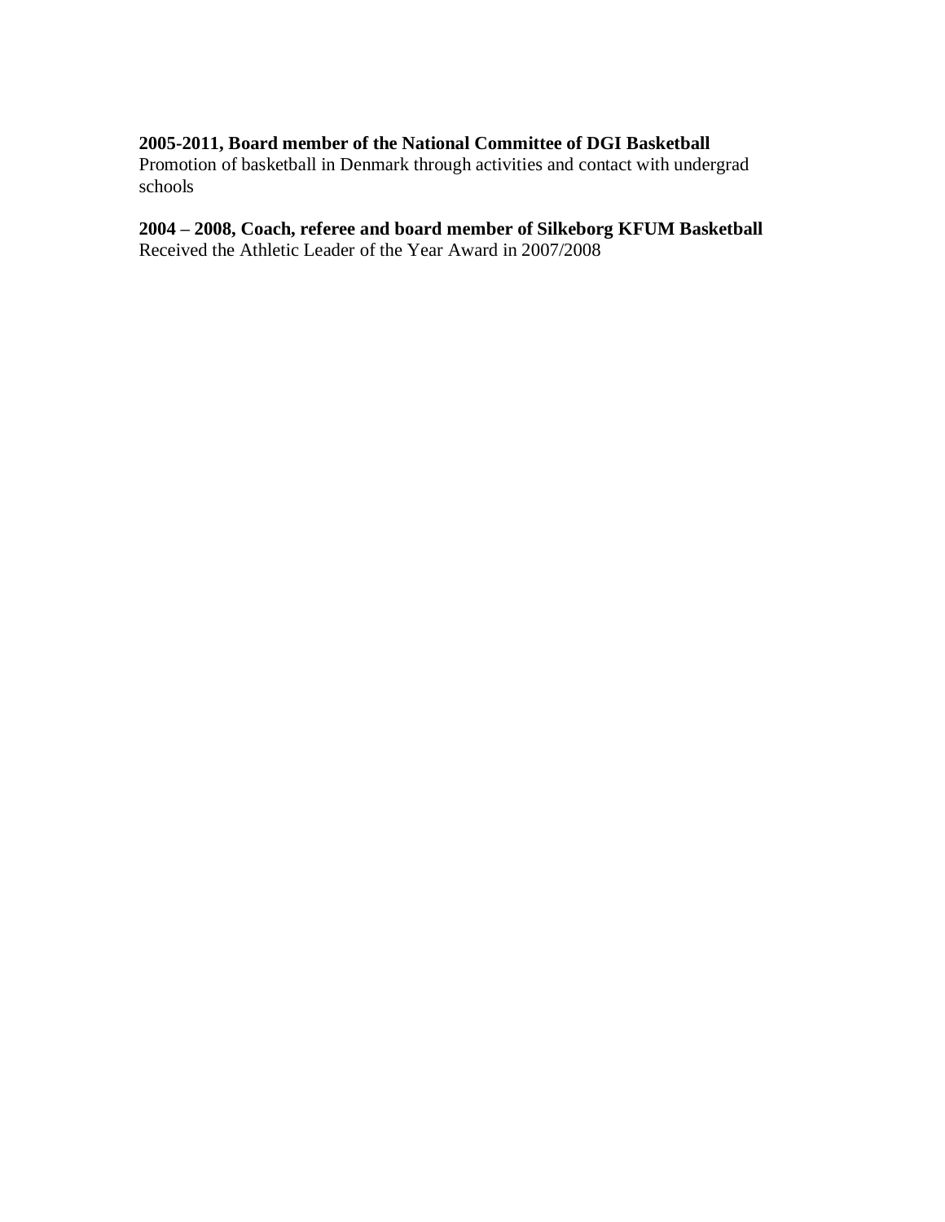**2005-2011, Board member of the National Committee of DGI Basketball**
Promotion of basketball in Denmark through activities and contact with undergrad schools

**2004 – 2008, Coach, referee and board member of Silkeborg KFUM Basketball**
Received the Athletic Leader of the Year Award in 2007/2008